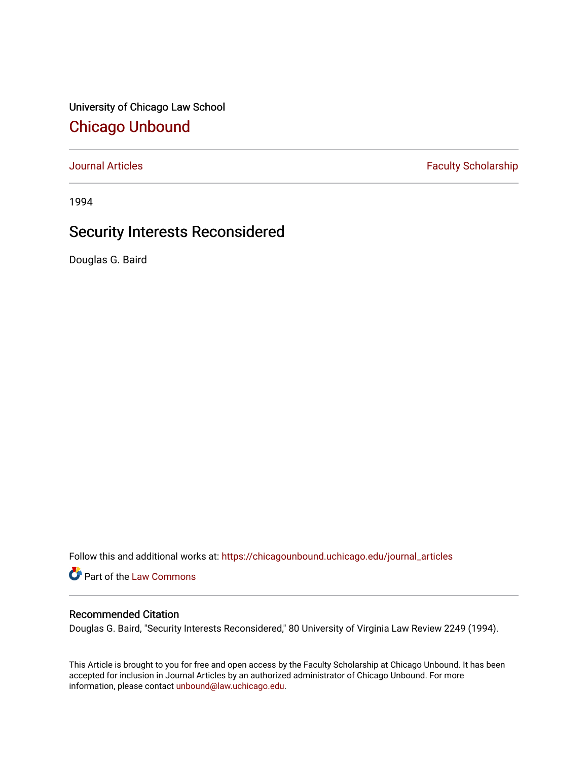University of Chicago Law School

# Chicago Unbound

Journal Articles | Faculty Scholarship

1994

## Security Interests Reconsidered

Douglas G. Baird

Follow this and additional works at: https://chicagounbound.uchicago.edu/journal_articles

Part of the Law Commons

### Recommended Citation

Douglas G. Baird, "Security Interests Reconsidered," 80 University of Virginia Law Review 2249 (1994).

This Article is brought to you for free and open access by the Faculty Scholarship at Chicago Unbound. It has been accepted for inclusion in Journal Articles by an authorized administrator of Chicago Unbound. For more information, please contact unbound@law.uchicago.edu.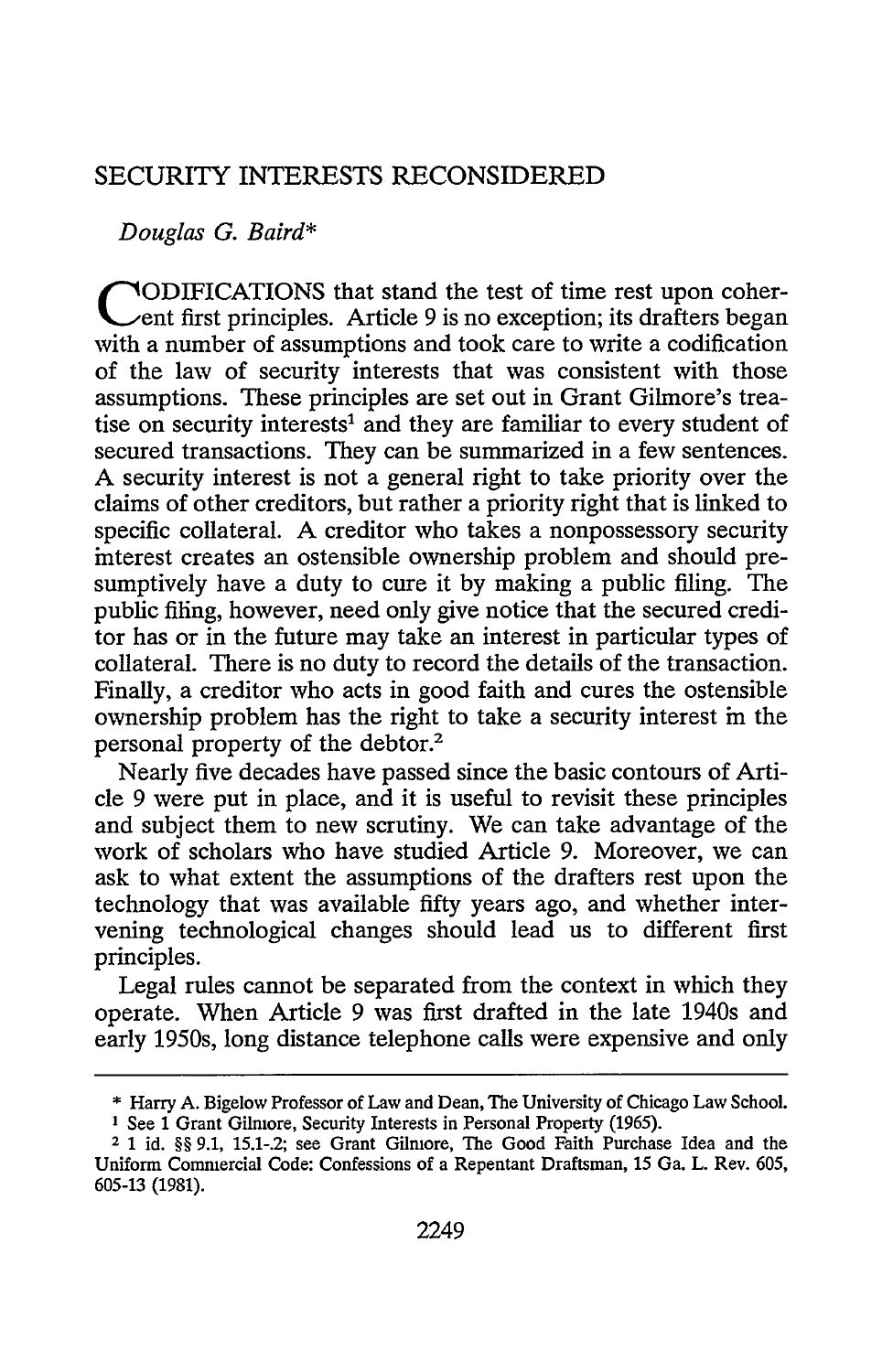# SECURITY INTERESTS RECONSIDERED

*Douglas G. Baird**

CODIFICATIONS that stand the test of time rest upon coherent first principles. Article 9 is no exception; its drafters began with a number of assumptions and took care to write a codification of the law of security interests that was consistent with those assumptions. These principles are set out in Grant Gilmore's treatise on security interests[1] and they are familiar to every student of secured transactions. They can be summarized in a few sentences. A security interest is not a general right to take priority over the claims of other creditors, but rather a priority right that is linked to specific collateral. A creditor who takes a nonpossessory security interest creates an ostensible ownership problem and should presumptively have a duty to cure it by making a public filing. The public filing, however, need only give notice that the secured creditor has or in the future may take an interest in particular types of collateral. There is no duty to record the details of the transaction. Finally, a creditor who acts in good faith and cures the ostensible ownership problem has the right to take a security interest in the personal property of the debtor.[2]

Nearly five decades have passed since the basic contours of Article 9 were put in place, and it is useful to revisit these principles and subject them to new scrutiny. We can take advantage of the work of scholars who have studied Article 9. Moreover, we can ask to what extent the assumptions of the drafters rest upon the technology that was available fifty years ago, and whether intervening technological changes should lead us to different first principles.

Legal rules cannot be separated from the context in which they operate. When Article 9 was first drafted in the late 1940s and early 1950s, long distance telephone calls were expensive and only

---

\* Harry A. Bigelow Professor of Law and Dean, The University of Chicago Law School.

[1] See 1 Grant Gilmore, Security Interests in Personal Property (1965).

[2] 1 id. §§ 9.1, 15.1-.2; see Grant Gilmore, The Good Faith Purchase Idea and the Uniform Commercial Code: Confessions of a Repentant Draftsman, 15 Ga. L. Rev. 605, 605-13 (1981).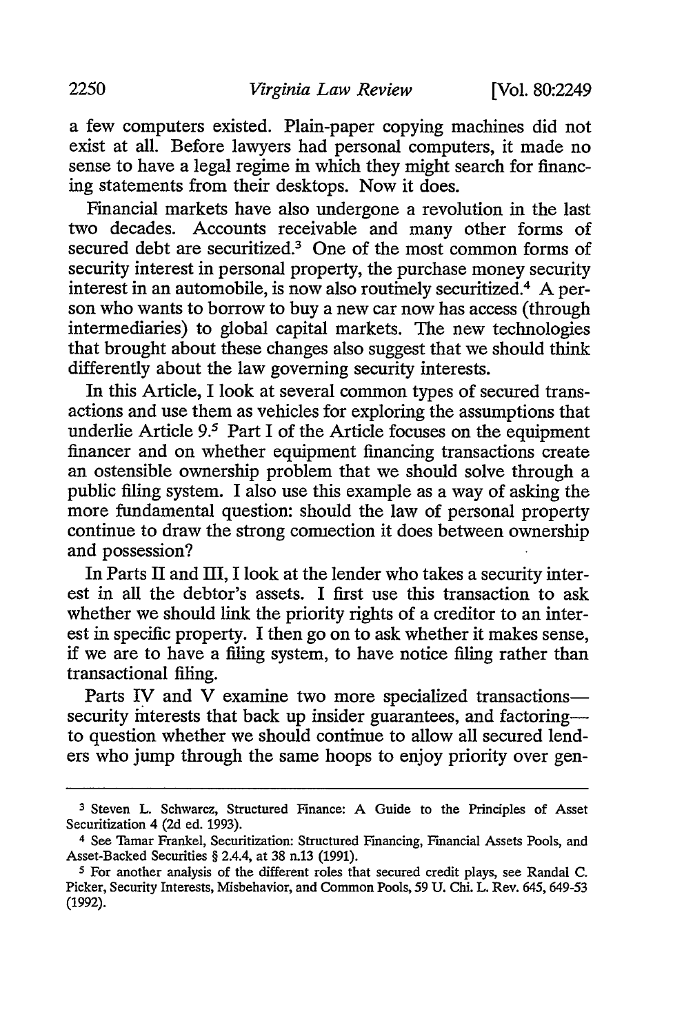a few computers existed. Plain-paper copying machines did not exist at all. Before lawyers had personal computers, it made no sense to have a legal regime in which they might search for financing statements from their desktops. Now it does.

Financial markets have also undergone a revolution in the last two decades. Accounts receivable and many other forms of secured debt are securitized.[3] One of the most common forms of security interest in personal property, the purchase money security interest in an automobile, is now also routinely securitized.[4] A person who wants to borrow to buy a new car now has access (through intermediaries) to global capital markets. The new technologies that brought about these changes also suggest that we should think differently about the law governing security interests.

In this Article, I look at several common types of secured transactions and use them as vehicles for exploring the assumptions that underlie Article 9.[5] Part I of the Article focuses on the equipment financer and on whether equipment financing transactions create an ostensible ownership problem that we should solve through a public filing system. I also use this example as a way of asking the more fundamental question: should the law of personal property continue to draw the strong connection it does between ownership and possession?

In Parts II and III, I look at the lender who takes a security interest in all the debtor's assets. I first use this transaction to ask whether we should link the priority rights of a creditor to an interest in specific property. I then go on to ask whether it makes sense, if we are to have a filing system, to have notice filing rather than transactional filing.

Parts IV and V examine two more specialized transactions—security interests that back up insider guarantees, and factoring—to question whether we should continue to allow all secured lenders who jump through the same hoops to enjoy priority over gen-

---

[3] Steven L. Schwarcz, Structured Finance: A Guide to the Principles of Asset Securitization 4 (2d ed. 1993).

[4] See Tamar Frankel, Securitization: Structured Financing, Financial Assets Pools, and Asset-Backed Securities § 2.4.4, at 38 n.13 (1991).

[5] For another analysis of the different roles that secured credit plays, see Randal C. Picker, Security Interests, Misbehavior, and Common Pools, 59 U. Chi. L. Rev. 645, 649-53 (1992).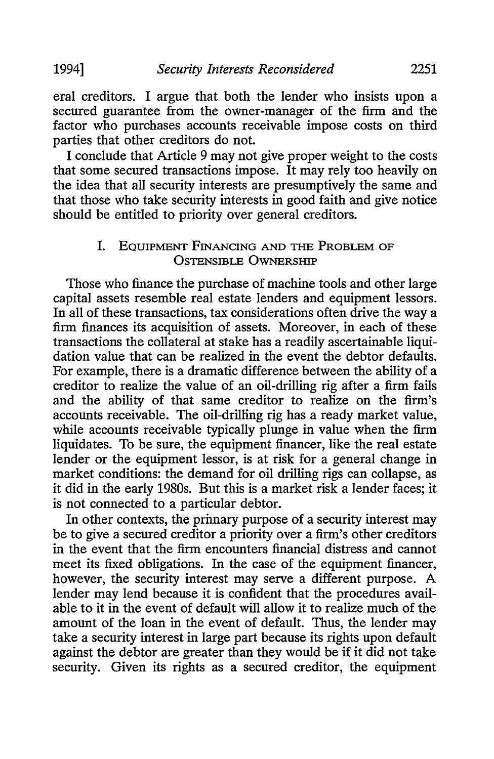eral creditors. I argue that both the lender who insists upon a secured guarantee from the owner-manager of the firm and the factor who purchases accounts receivable impose costs on third parties that other creditors do not.

I conclude that Article 9 may not give proper weight to the costs that some secured transactions impose. It may rely too heavily on the idea that all security interests are presumptively the same and that those who take security interests in good faith and give notice should be entitled to priority over general creditors.

## I. Equipment Financing and the Problem of Ostensible Ownership

Those who finance the purchase of machine tools and other large capital assets resemble real estate lenders and equipment lessors. In all of these transactions, tax considerations often drive the way a firm finances its acquisition of assets. Moreover, in each of these transactions the collateral at stake has a readily ascertainable liquidation value that can be realized in the event the debtor defaults. For example, there is a dramatic difference between the ability of a creditor to realize the value of an oil-drilling rig after a firm fails and the ability of that same creditor to realize on the firm's accounts receivable. The oil-drilling rig has a ready market value, while accounts receivable typically plunge in value when the firm liquidates. To be sure, the equipment financer, like the real estate lender or the equipment lessor, is at risk for a general change in market conditions: the demand for oil drilling rigs can collapse, as it did in the early 1980s. But this is a market risk a lender faces; it is not connected to a particular debtor.

In other contexts, the primary purpose of a security interest may be to give a secured creditor a priority over a firm's other creditors in the event that the firm encounters financial distress and cannot meet its fixed obligations. In the case of the equipment financer, however, the security interest may serve a different purpose. A lender may lend because it is confident that the procedures available to it in the event of default will allow it to realize much of the amount of the loan in the event of default. Thus, the lender may take a security interest in large part because its rights upon default against the debtor are greater than they would be if it did not take security. Given its rights as a secured creditor, the equipment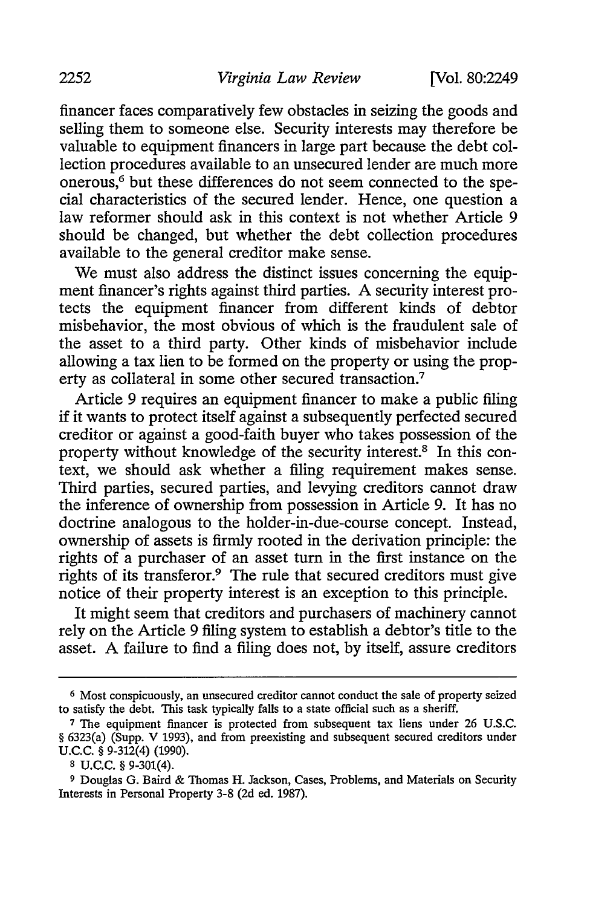financer faces comparatively few obstacles in seizing the goods and selling them to someone else. Security interests may therefore be valuable to equipment financers in large part because the debt collection procedures available to an unsecured lender are much more onerous,[6] but these differences do not seem connected to the special characteristics of the secured lender. Hence, one question a law reformer should ask in this context is not whether Article 9 should be changed, but whether the debt collection procedures available to the general creditor make sense.

We must also address the distinct issues concerning the equipment financer's rights against third parties. A security interest protects the equipment financer from different kinds of debtor misbehavior, the most obvious of which is the fraudulent sale of the asset to a third party. Other kinds of misbehavior include allowing a tax lien to be formed on the property or using the property as collateral in some other secured transaction.[7]

Article 9 requires an equipment financer to make a public filing if it wants to protect itself against a subsequently perfected secured creditor or against a good-faith buyer who takes possession of the property without knowledge of the security interest.[8] In this context, we should ask whether a filing requirement makes sense. Third parties, secured parties, and levying creditors cannot draw the inference of ownership from possession in Article 9. It has no doctrine analogous to the holder-in-due-course concept. Instead, ownership of assets is firmly rooted in the derivation principle: the rights of a purchaser of an asset turn in the first instance on the rights of its transferor.[9] The rule that secured creditors must give notice of their property interest is an exception to this principle.

It might seem that creditors and purchasers of machinery cannot rely on the Article 9 filing system to establish a debtor's title to the asset. A failure to find a filing does not, by itself, assure creditors

---

[6] Most conspicuously, an unsecured creditor cannot conduct the sale of property seized to satisfy the debt. This task typically falls to a state official such as a sheriff.

[7] The equipment financer is protected from subsequent tax liens under 26 U.S.C. § 6323(a) (Supp. V 1993), and from preexisting and subsequent secured creditors under U.C.C. § 9-312(4) (1990).

[8] U.C.C. § 9-301(4).

[9] Douglas G. Baird & Thomas H. Jackson, Cases, Problems, and Materials on Security Interests in Personal Property 3-8 (2d ed. 1987).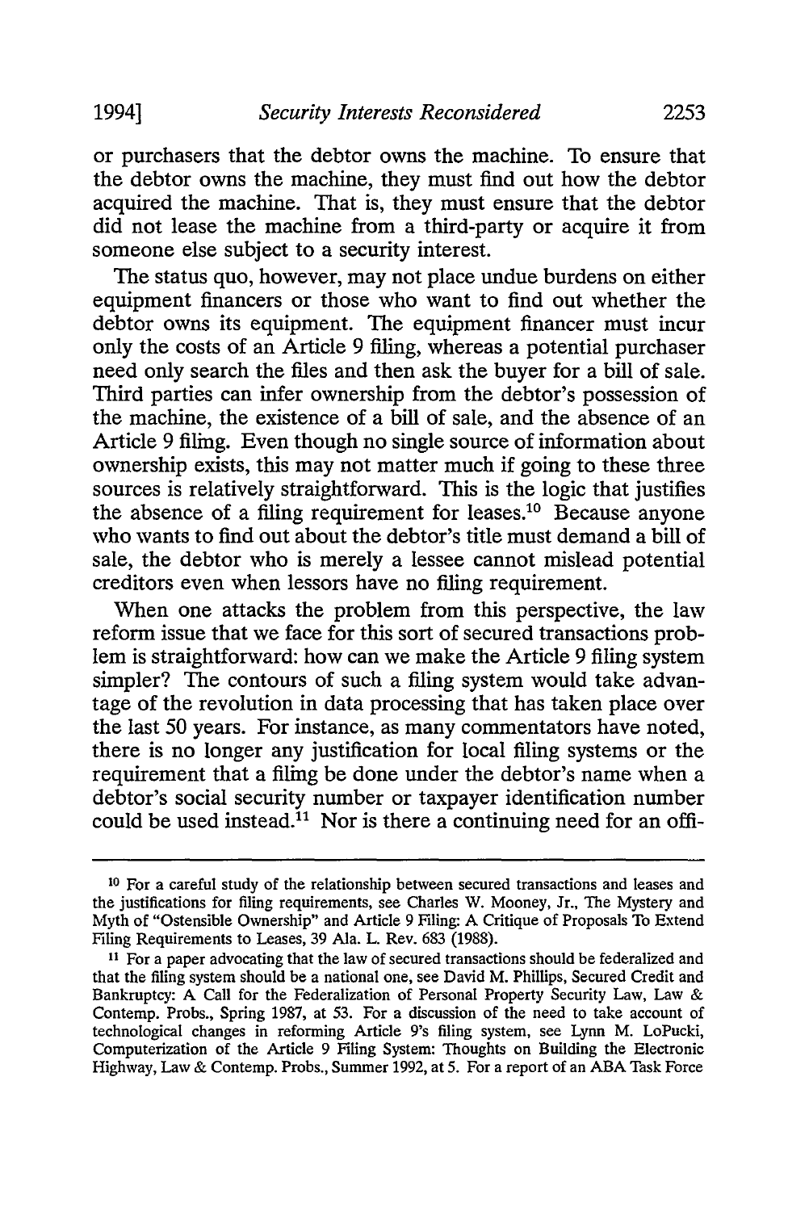or purchasers that the debtor owns the machine. To ensure that the debtor owns the machine, they must find out how the debtor acquired the machine. That is, they must ensure that the debtor did not lease the machine from a third-party or acquire it from someone else subject to a security interest.

The status quo, however, may not place undue burdens on either equipment financers or those who want to find out whether the debtor owns its equipment. The equipment financer must incur only the costs of an Article 9 filing, whereas a potential purchaser need only search the files and then ask the buyer for a bill of sale. Third parties can infer ownership from the debtor's possession of the machine, the existence of a bill of sale, and the absence of an Article 9 filing. Even though no single source of information about ownership exists, this may not matter much if going to these three sources is relatively straightforward. This is the logic that justifies the absence of a filing requirement for leases.[10] Because anyone who wants to find out about the debtor's title must demand a bill of sale, the debtor who is merely a lessee cannot mislead potential creditors even when lessors have no filing requirement.

When one attacks the problem from this perspective, the law reform issue that we face for this sort of secured transactions problem is straightforward: how can we make the Article 9 filing system simpler? The contours of such a filing system would take advantage of the revolution in data processing that has taken place over the last 50 years. For instance, as many commentators have noted, there is no longer any justification for local filing systems or the requirement that a filing be done under the debtor's name when a debtor's social security number or taxpayer identification number could be used instead.[11] Nor is there a continuing need for an offi-

---

[10] For a careful study of the relationship between secured transactions and leases and the justifications for filing requirements, see Charles W. Mooney, Jr., The Mystery and Myth of "Ostensible Ownership" and Article 9 Filing: A Critique of Proposals To Extend Filing Requirements to Leases, 39 Ala. L. Rev. 683 (1988).

[11] For a paper advocating that the law of secured transactions should be federalized and that the filing system should be a national one, see David M. Phillips, Secured Credit and Bankruptcy: A Call for the Federalization of Personal Property Security Law, Law & Contemp. Probs., Spring 1987, at 53. For a discussion of the need to take account of technological changes in reforming Article 9's filing system, see Lynn M. LoPucki, Computerization of the Article 9 Filing System: Thoughts on Building the Electronic Highway, Law & Contemp. Probs., Summer 1992, at 5. For a report of an ABA Task Force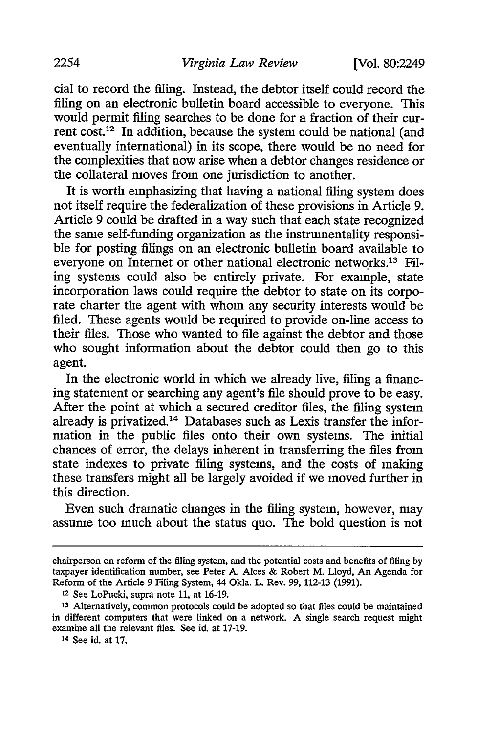cial to record the filing. Instead, the debtor itself could record the filing on an electronic bulletin board accessible to everyone. This would permit filing searches to be done for a fraction of their current cost.[12] In addition, because the system could be national (and eventually international) in its scope, there would be no need for the complexities that now arise when a debtor changes residence or the collateral moves from one jurisdiction to another.

It is worth emphasizing that having a national filing system does not itself require the federalization of these provisions in Article 9. Article 9 could be drafted in a way such that each state recognized the same self-funding organization as the instrumentality responsible for posting filings on an electronic bulletin board available to everyone on Internet or other national electronic networks.[13] Filing systems could also be entirely private. For example, state incorporation laws could require the debtor to state on its corporate charter the agent with whom any security interests would be filed. These agents would be required to provide on-line access to their files. Those who wanted to file against the debtor and those who sought information about the debtor could then go to this agent.

In the electronic world in which we already live, filing a financing statement or searching any agent's file should prove to be easy. After the point at which a secured creditor files, the filing system already is privatized.[14] Databases such as Lexis transfer the information in the public files onto their own systems. The initial chances of error, the delays inherent in transferring the files from state indexes to private filing systems, and the costs of making these transfers might all be largely avoided if we moved further in this direction.

Even such dramatic changes in the filing system, however, may assume too much about the status quo. The bold question is not

---

chairperson on reform of the filing system, and the potential costs and benefits of filing by taxpayer identification number, see Peter A. Alces & Robert M. Lloyd, An Agenda for Reform of the Article 9 Filing System, 44 Okla. L. Rev. 99, 112-13 (1991).

[12] See LoPucki, supra note 11, at 16-19.

[13] Alternatively, common protocols could be adopted so that files could be maintained in different computers that were linked on a network. A single search request might examine all the relevant files. See id. at 17-19.

[14] See id. at 17.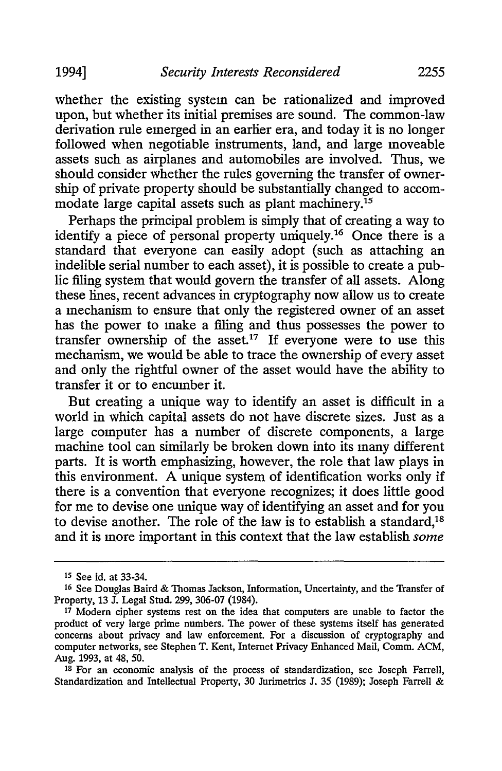whether the existing system can be rationalized and improved upon, but whether its initial premises are sound. The common-law derivation rule emerged in an earlier era, and today it is no longer followed when negotiable instruments, land, and large moveable assets such as airplanes and automobiles are involved. Thus, we should consider whether the rules governing the transfer of ownership of private property should be substantially changed to accommodate large capital assets such as plant machinery.[15]

Perhaps the principal problem is simply that of creating a way to identify a piece of personal property uniquely.[16] Once there is a standard that everyone can easily adopt (such as attaching an indelible serial number to each asset), it is possible to create a public filing system that would govern the transfer of all assets. Along these lines, recent advances in cryptography now allow us to create a mechanism to ensure that only the registered owner of an asset has the power to make a filing and thus possesses the power to transfer ownership of the asset.[17] If everyone were to use this mechanism, we would be able to trace the ownership of every asset and only the rightful owner of the asset would have the ability to transfer it or to encumber it.

But creating a unique way to identify an asset is difficult in a world in which capital assets do not have discrete sizes. Just as a large computer has a number of discrete components, a large machine tool can similarly be broken down into its many different parts. It is worth emphasizing, however, the role that law plays in this environment. A unique system of identification works only if there is a convention that everyone recognizes; it does little good for me to devise one unique way of identifying an asset and for you to devise another. The role of the law is to establish a standard,[18] and it is more important in this context that the law establish *some*

---

[15] See id. at 33-34.

[16] See Douglas Baird & Thomas Jackson, Information, Uncertainty, and the Transfer of Property, 13 J. Legal Stud. 299, 306-07 (1984).

[17] Modern cipher systems rest on the idea that computers are unable to factor the product of very large prime numbers. The power of these systems itself has generated concerns about privacy and law enforcement. For a discussion of cryptography and computer networks, see Stephen T. Kent, Internet Privacy Enhanced Mail, Comm. ACM, Aug. 1993, at 48, 50.

[18] For an economic analysis of the process of standardization, see Joseph Farrell, Standardization and Intellectual Property, 30 Jurimetrics J. 35 (1989); Joseph Farrell &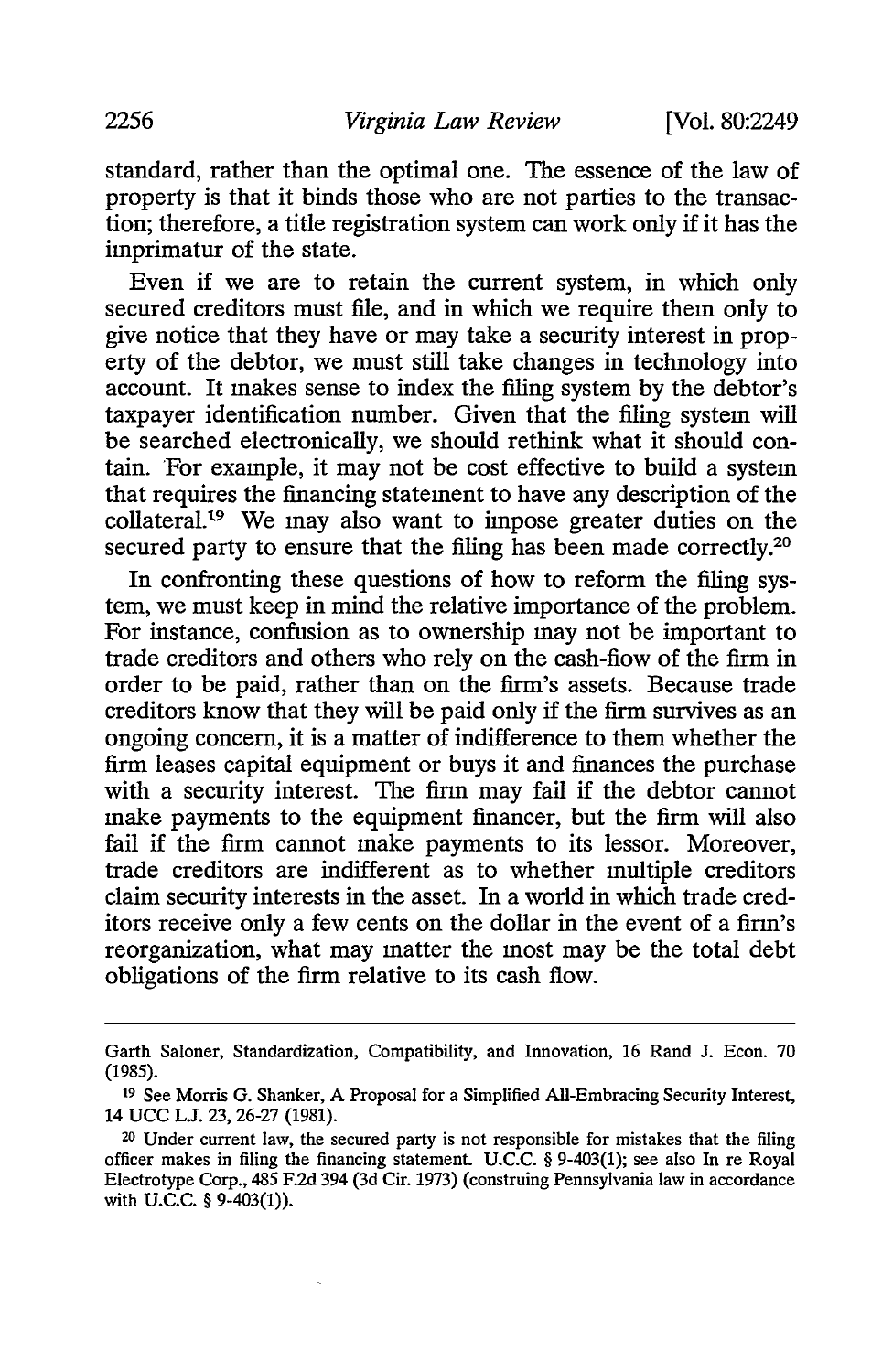standard, rather than the optimal one. The essence of the law of property is that it binds those who are not parties to the transaction; therefore, a title registration system can work only if it has the imprimatur of the state.

Even if we are to retain the current system, in which only secured creditors must file, and in which we require them only to give notice that they have or may take a security interest in property of the debtor, we must still take changes in technology into account. It makes sense to index the filing system by the debtor's taxpayer identification number. Given that the filing system will be searched electronically, we should rethink what it should contain. For example, it may not be cost effective to build a system that requires the financing statement to have any description of the collateral.[19] We may also want to impose greater duties on the secured party to ensure that the filing has been made correctly.[20]

In confronting these questions of how to reform the filing system, we must keep in mind the relative importance of the problem. For instance, confusion as to ownership may not be important to trade creditors and others who rely on the cash-flow of the firm in order to be paid, rather than on the firm's assets. Because trade creditors know that they will be paid only if the firm survives as an ongoing concern, it is a matter of indifference to them whether the firm leases capital equipment or buys it and finances the purchase with a security interest. The firm may fail if the debtor cannot make payments to the equipment financer, but the firm will also fail if the firm cannot make payments to its lessor. Moreover, trade creditors are indifferent as to whether multiple creditors claim security interests in the asset. In a world in which trade creditors receive only a few cents on the dollar in the event of a firm's reorganization, what may matter the most may be the total debt obligations of the firm relative to its cash flow.

---

Garth Saloner, Standardization, Compatibility, and Innovation, 16 Rand J. Econ. 70 (1985).

[19] See Morris G. Shanker, A Proposal for a Simplified All-Embracing Security Interest, 14 UCC L.J. 23, 26-27 (1981).

[20] Under current law, the secured party is not responsible for mistakes that the filing officer makes in filing the financing statement. U.C.C. § 9-403(1); see also In re Royal Electrotype Corp., 485 F.2d 394 (3d Cir. 1973) (construing Pennsylvania law in accordance with U.C.C. § 9-403(1)).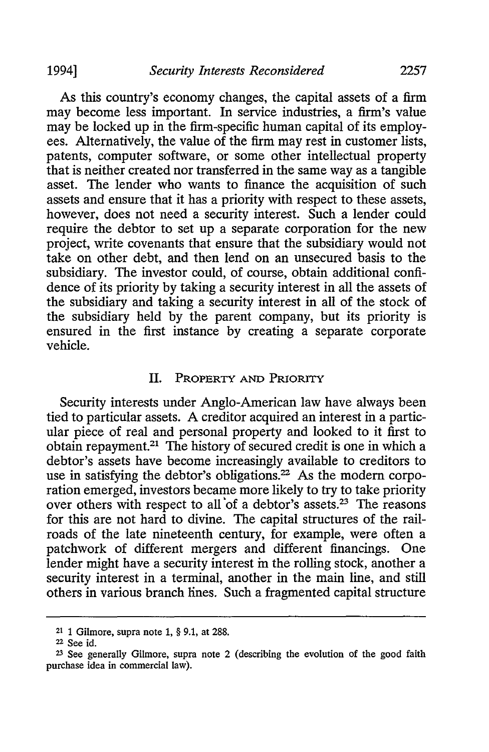As this country's economy changes, the capital assets of a firm may become less important. In service industries, a firm's value may be locked up in the firm-specific human capital of its employees. Alternatively, the value of the firm may rest in customer lists, patents, computer software, or some other intellectual property that is neither created nor transferred in the same way as a tangible asset. The lender who wants to finance the acquisition of such assets and ensure that it has a priority with respect to these assets, however, does not need a security interest. Such a lender could require the debtor to set up a separate corporation for the new project, write covenants that ensure that the subsidiary would not take on other debt, and then lend on an unsecured basis to the subsidiary. The investor could, of course, obtain additional confidence of its priority by taking a security interest in all the assets of the subsidiary and taking a security interest in all of the stock of the subsidiary held by the parent company, but its priority is ensured in the first instance by creating a separate corporate vehicle.

## II. Property and Priority

Security interests under Anglo-American law have always been tied to particular assets. A creditor acquired an interest in a particular piece of real and personal property and looked to it first to obtain repayment.[21] The history of secured credit is one in which a debtor's assets have become increasingly available to creditors to use in satisfying the debtor's obligations.[22] As the modern corporation emerged, investors became more likely to try to take priority over others with respect to all of a debtor's assets.[23] The reasons for this are not hard to divine. The capital structures of the railroads of the late nineteenth century, for example, were often a patchwork of different mergers and different financings. One lender might have a security interest in the rolling stock, another a security interest in a terminal, another in the main line, and still others in various branch lines. Such a fragmented capital structure

---

[21] 1 Gilmore, supra note 1, § 9.1, at 288.

[22] See id.

[23] See generally Gilmore, supra note 2 (describing the evolution of the good faith purchase idea in commercial law).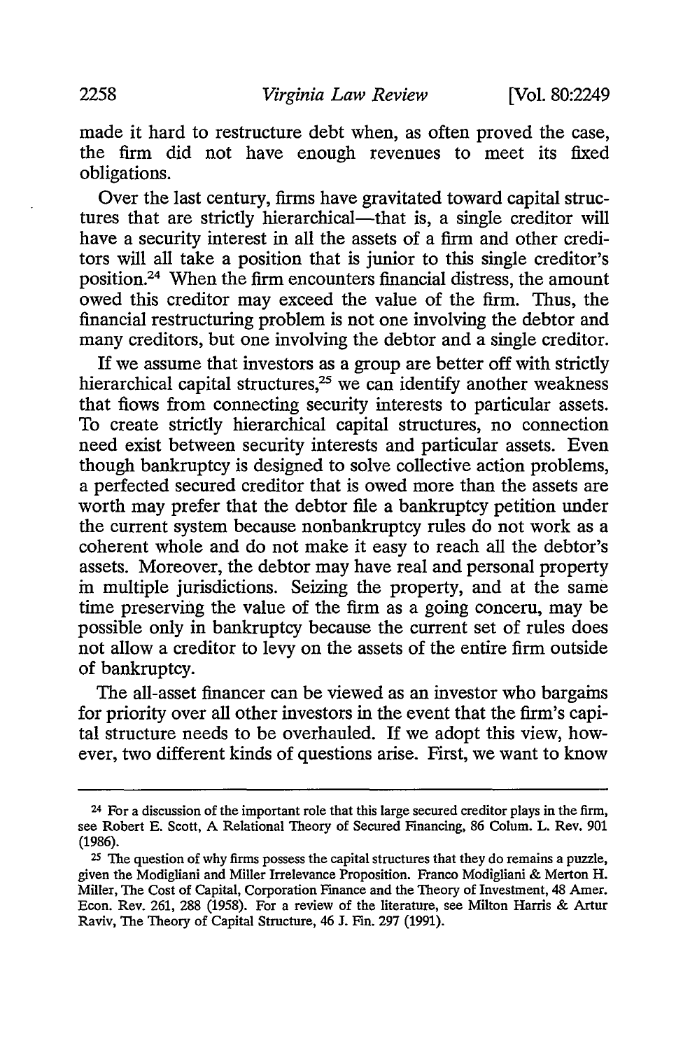made it hard to restructure debt when, as often proved the case, the firm did not have enough revenues to meet its fixed obligations.

Over the last century, firms have gravitated toward capital structures that are strictly hierarchical—that is, a single creditor will have a security interest in all the assets of a firm and other creditors will all take a position that is junior to this single creditor's position.[24] When the firm encounters financial distress, the amount owed this creditor may exceed the value of the firm. Thus, the financial restructuring problem is not one involving the debtor and many creditors, but one involving the debtor and a single creditor.

If we assume that investors as a group are better off with strictly hierarchical capital structures,[25] we can identify another weakness that flows from connecting security interests to particular assets. To create strictly hierarchical capital structures, no connection need exist between security interests and particular assets. Even though bankruptcy is designed to solve collective action problems, a perfected secured creditor that is owed more than the assets are worth may prefer that the debtor file a bankruptcy petition under the current system because nonbankruptcy rules do not work as a coherent whole and do not make it easy to reach all the debtor's assets. Moreover, the debtor may have real and personal property in multiple jurisdictions. Seizing the property, and at the same time preserving the value of the firm as a going concern, may be possible only in bankruptcy because the current set of rules does not allow a creditor to levy on the assets of the entire firm outside of bankruptcy.

The all-asset financer can be viewed as an investor who bargains for priority over all other investors in the event that the firm's capital structure needs to be overhauled. If we adopt this view, however, two different kinds of questions arise. First, we want to know

---

[24] For a discussion of the important role that this large secured creditor plays in the firm, see Robert E. Scott, A Relational Theory of Secured Financing, 86 Colum. L. Rev. 901 (1986).

[25] The question of why firms possess the capital structures that they do remains a puzzle, given the Modigliani and Miller Irrelevance Proposition. Franco Modigliani & Merton H. Miller, The Cost of Capital, Corporation Finance and the Theory of Investment, 48 Amer. Econ. Rev. 261, 288 (1958). For a review of the literature, see Milton Harris & Artur Raviv, The Theory of Capital Structure, 46 J. Fin. 297 (1991).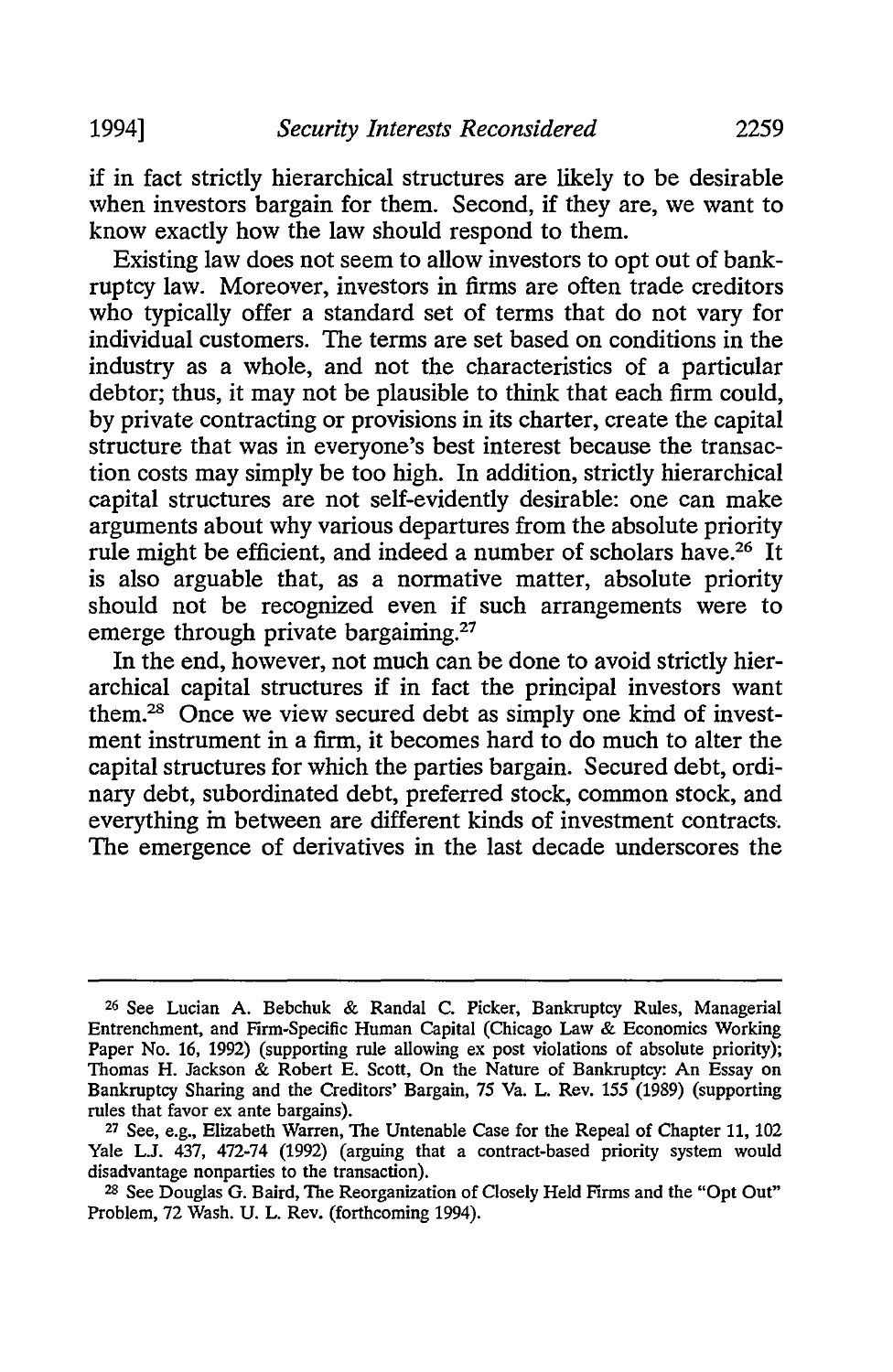if in fact strictly hierarchical structures are likely to be desirable when investors bargain for them. Second, if they are, we want to know exactly how the law should respond to them.

Existing law does not seem to allow investors to opt out of bankruptcy law. Moreover, investors in firms are often trade creditors who typically offer a standard set of terms that do not vary for individual customers. The terms are set based on conditions in the industry as a whole, and not the characteristics of a particular debtor; thus, it may not be plausible to think that each firm could, by private contracting or provisions in its charter, create the capital structure that was in everyone's best interest because the transaction costs may simply be too high. In addition, strictly hierarchical capital structures are not self-evidently desirable: one can make arguments about why various departures from the absolute priority rule might be efficient, and indeed a number of scholars have.[26] It is also arguable that, as a normative matter, absolute priority should not be recognized even if such arrangements were to emerge through private bargaining.[27]

In the end, however, not much can be done to avoid strictly hierarchical capital structures if in fact the principal investors want them.[28] Once we view secured debt as simply one kind of investment instrument in a firm, it becomes hard to do much to alter the capital structures for which the parties bargain. Secured debt, ordinary debt, subordinated debt, preferred stock, common stock, and everything in between are different kinds of investment contracts. The emergence of derivatives in the last decade underscores the

---

[26] See Lucian A. Bebchuk & Randal C. Picker, Bankruptcy Rules, Managerial Entrenchment, and Firm-Specific Human Capital (Chicago Law & Economics Working Paper No. 16, 1992) (supporting rule allowing ex post violations of absolute priority); Thomas H. Jackson & Robert E. Scott, On the Nature of Bankruptcy: An Essay on Bankruptcy Sharing and the Creditors' Bargain, 75 Va. L. Rev. 155 (1989) (supporting rules that favor ex ante bargains).

[27] See, e.g., Elizabeth Warren, The Untenable Case for the Repeal of Chapter 11, 102 Yale L.J. 437, 472-74 (1992) (arguing that a contract-based priority system would disadvantage nonparties to the transaction).

[28] See Douglas G. Baird, The Reorganization of Closely Held Firms and the "Opt Out" Problem, 72 Wash. U. L. Rev. (forthcoming 1994).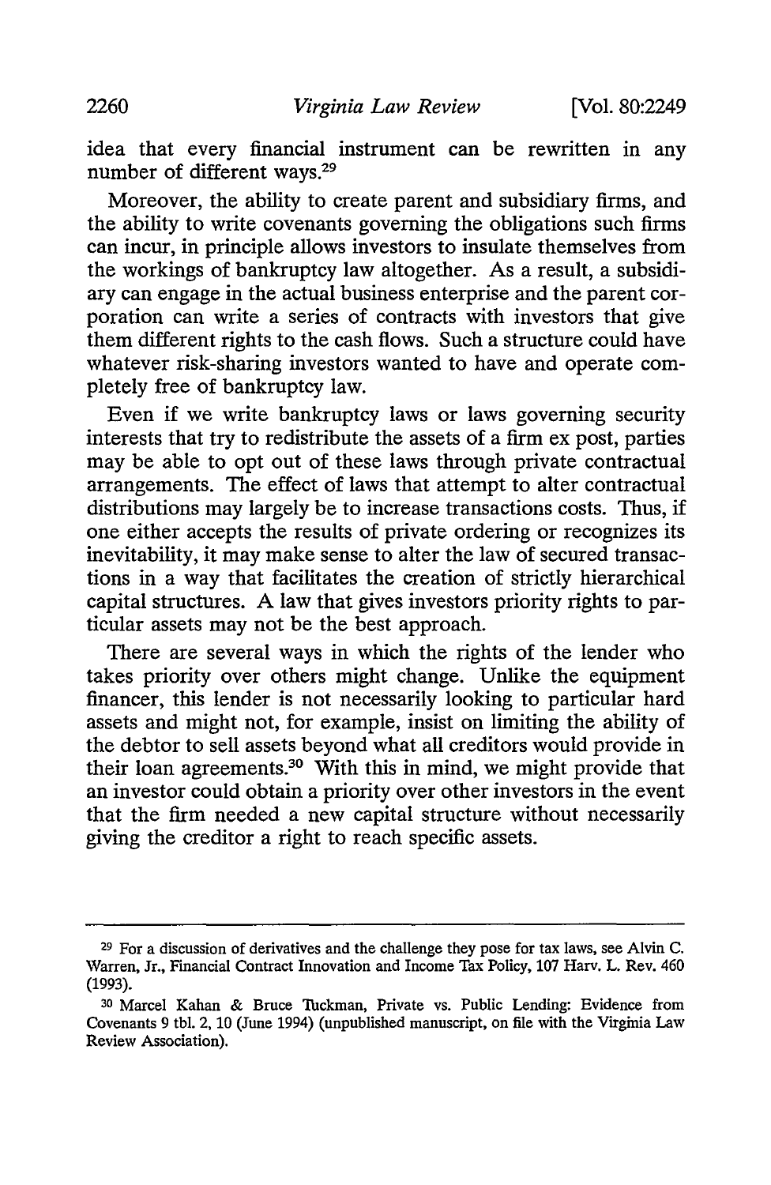idea that every financial instrument can be rewritten in any number of different ways.[29]

Moreover, the ability to create parent and subsidiary firms, and the ability to write covenants governing the obligations such firms can incur, in principle allows investors to insulate themselves from the workings of bankruptcy law altogether. As a result, a subsidiary can engage in the actual business enterprise and the parent corporation can write a series of contracts with investors that give them different rights to the cash flows. Such a structure could have whatever risk-sharing investors wanted to have and operate completely free of bankruptcy law.

Even if we write bankruptcy laws or laws governing security interests that try to redistribute the assets of a firm ex post, parties may be able to opt out of these laws through private contractual arrangements. The effect of laws that attempt to alter contractual distributions may largely be to increase transactions costs. Thus, if one either accepts the results of private ordering or recognizes its inevitability, it may make sense to alter the law of secured transactions in a way that facilitates the creation of strictly hierarchical capital structures. A law that gives investors priority rights to particular assets may not be the best approach.

There are several ways in which the rights of the lender who takes priority over others might change. Unlike the equipment financer, this lender is not necessarily looking to particular hard assets and might not, for example, insist on limiting the ability of the debtor to sell assets beyond what all creditors would provide in their loan agreements.[30] With this in mind, we might provide that an investor could obtain a priority over other investors in the event that the firm needed a new capital structure without necessarily giving the creditor a right to reach specific assets.

---

[29] For a discussion of derivatives and the challenge they pose for tax laws, see Alvin C. Warren, Jr., Financial Contract Innovation and Income Tax Policy, 107 Harv. L. Rev. 460 (1993).

[30] Marcel Kahan & Bruce Tuckman, Private vs. Public Lending: Evidence from Covenants 9 tbl. 2, 10 (June 1994) (unpublished manuscript, on file with the Virginia Law Review Association).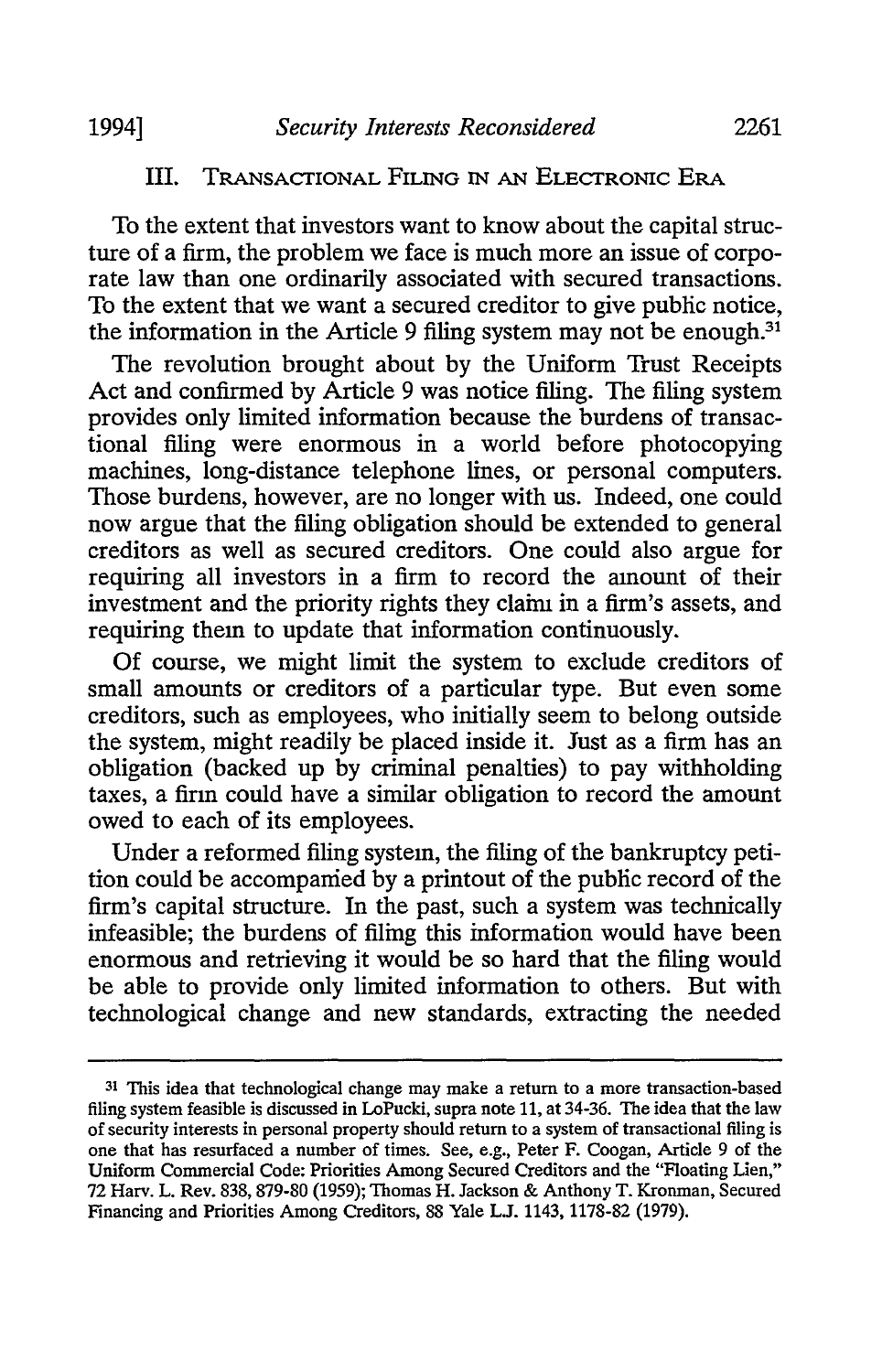## III. Transactional Filing in an Electronic Era

To the extent that investors want to know about the capital structure of a firm, the problem we face is much more an issue of corporate law than one ordinarily associated with secured transactions. To the extent that we want a secured creditor to give public notice, the information in the Article 9 filing system may not be enough.[31]

The revolution brought about by the Uniform Trust Receipts Act and confirmed by Article 9 was notice filing. The filing system provides only limited information because the burdens of transactional filing were enormous in a world before photocopying machines, long-distance telephone lines, or personal computers. Those burdens, however, are no longer with us. Indeed, one could now argue that the filing obligation should be extended to general creditors as well as secured creditors. One could also argue for requiring all investors in a firm to record the amount of their investment and the priority rights they claim in a firm's assets, and requiring them to update that information continuously.

Of course, we might limit the system to exclude creditors of small amounts or creditors of a particular type. But even some creditors, such as employees, who initially seem to belong outside the system, might readily be placed inside it. Just as a firm has an obligation (backed up by criminal penalties) to pay withholding taxes, a firm could have a similar obligation to record the amount owed to each of its employees.

Under a reformed filing system, the filing of the bankruptcy petition could be accompanied by a printout of the public record of the firm's capital structure. In the past, such a system was technically infeasible; the burdens of filing this information would have been enormous and retrieving it would be so hard that the filing would be able to provide only limited information to others. But with technological change and new standards, extracting the needed

---

[31] This idea that technological change may make a return to a more transaction-based filing system feasible is discussed in LoPucki, supra note 11, at 34-36. The idea that the law of security interests in personal property should return to a system of transactional filing is one that has resurfaced a number of times. See, e.g., Peter F. Coogan, Article 9 of the Uniform Commercial Code: Priorities Among Secured Creditors and the "Floating Lien," 72 Harv. L. Rev. 838, 879-80 (1959); Thomas H. Jackson & Anthony T. Kronman, Secured Financing and Priorities Among Creditors, 88 Yale L.J. 1143, 1178-82 (1979).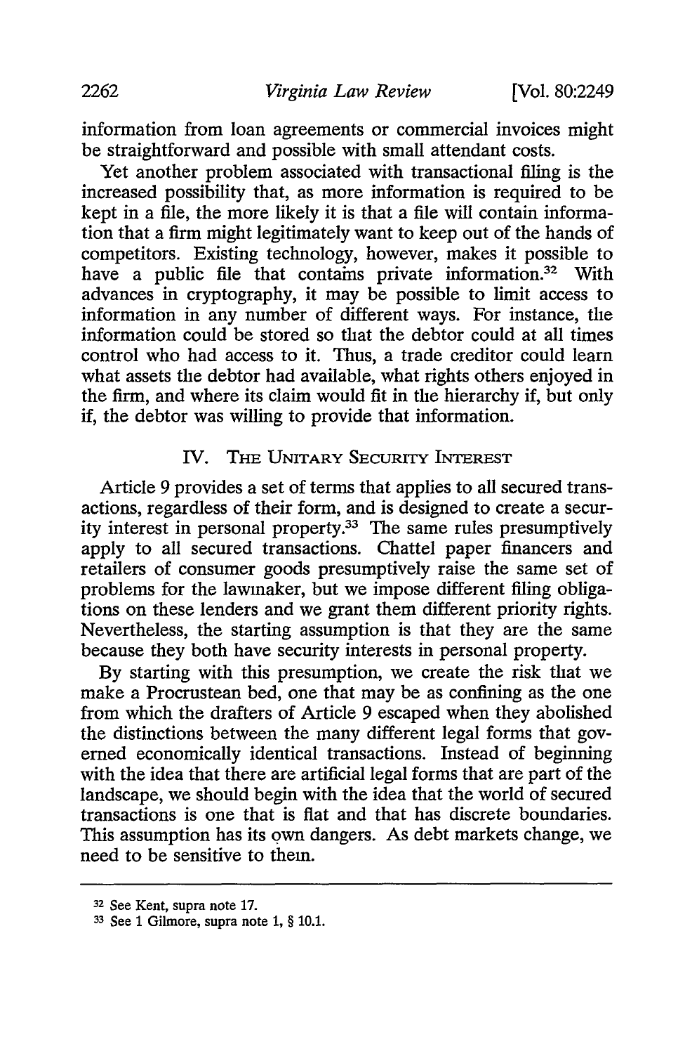information from loan agreements or commercial invoices might be straightforward and possible with small attendant costs.

Yet another problem associated with transactional filing is the increased possibility that, as more information is required to be kept in a file, the more likely it is that a file will contain information that a firm might legitimately want to keep out of the hands of competitors. Existing technology, however, makes it possible to have a public file that contains private information.[32] With advances in cryptography, it may be possible to limit access to information in any number of different ways. For instance, the information could be stored so that the debtor could at all times control who had access to it. Thus, a trade creditor could learn what assets the debtor had available, what rights others enjoyed in the firm, and where its claim would fit in the hierarchy if, but only if, the debtor was willing to provide that information.

## IV. The Unitary Security Interest

Article 9 provides a set of terms that applies to all secured transactions, regardless of their form, and is designed to create a security interest in personal property.[33] The same rules presumptively apply to all secured transactions. Chattel paper financers and retailers of consumer goods presumptively raise the same set of problems for the lawmaker, but we impose different filing obligations on these lenders and we grant them different priority rights. Nevertheless, the starting assumption is that they are the same because they both have security interests in personal property.

By starting with this presumption, we create the risk that we make a Procrustean bed, one that may be as confining as the one from which the drafters of Article 9 escaped when they abolished the distinctions between the many different legal forms that governed economically identical transactions. Instead of beginning with the idea that there are artificial legal forms that are part of the landscape, we should begin with the idea that the world of secured transactions is one that is flat and that has discrete boundaries. This assumption has its own dangers. As debt markets change, we need to be sensitive to them.

---

[32] See Kent, supra note 17.

[33] See 1 Gilmore, supra note 1, § 10.1.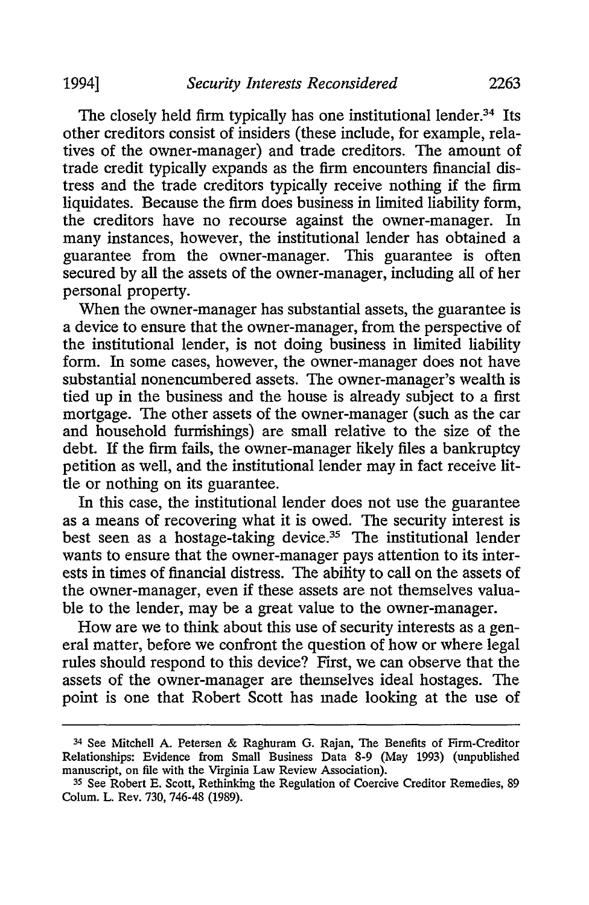The closely held firm typically has one institutional lender.[34] Its other creditors consist of insiders (these include, for example, relatives of the owner-manager) and trade creditors. The amount of trade credit typically expands as the firm encounters financial distress and the trade creditors typically receive nothing if the firm liquidates. Because the firm does business in limited liability form, the creditors have no recourse against the owner-manager. In many instances, however, the institutional lender has obtained a guarantee from the owner-manager. This guarantee is often secured by all the assets of the owner-manager, including all of her personal property.

When the owner-manager has substantial assets, the guarantee is a device to ensure that the owner-manager, from the perspective of the institutional lender, is not doing business in limited liability form. In some cases, however, the owner-manager does not have substantial nonencumbered assets. The owner-manager's wealth is tied up in the business and the house is already subject to a first mortgage. The other assets of the owner-manager (such as the car and household furnishings) are small relative to the size of the debt. If the firm fails, the owner-manager likely files a bankruptcy petition as well, and the institutional lender may in fact receive little or nothing on its guarantee.

In this case, the institutional lender does not use the guarantee as a means of recovering what it is owed. The security interest is best seen as a hostage-taking device.[35] The institutional lender wants to ensure that the owner-manager pays attention to its interests in times of financial distress. The ability to call on the assets of the owner-manager, even if these assets are not themselves valuable to the lender, may be a great value to the owner-manager.

How are we to think about this use of security interests as a general matter, before we confront the question of how or where legal rules should respond to this device? First, we can observe that the assets of the owner-manager are themselves ideal hostages. The point is one that Robert Scott has made looking at the use of

---

[34] See Mitchell A. Petersen & Raghuram G. Rajan, The Benefits of Firm-Creditor Relationships: Evidence from Small Business Data 8-9 (May 1993) (unpublished manuscript, on file with the Virginia Law Review Association).

[35] See Robert E. Scott, Rethinking the Regulation of Coercive Creditor Remedies, 89 Colum. L. Rev. 730, 746-48 (1989).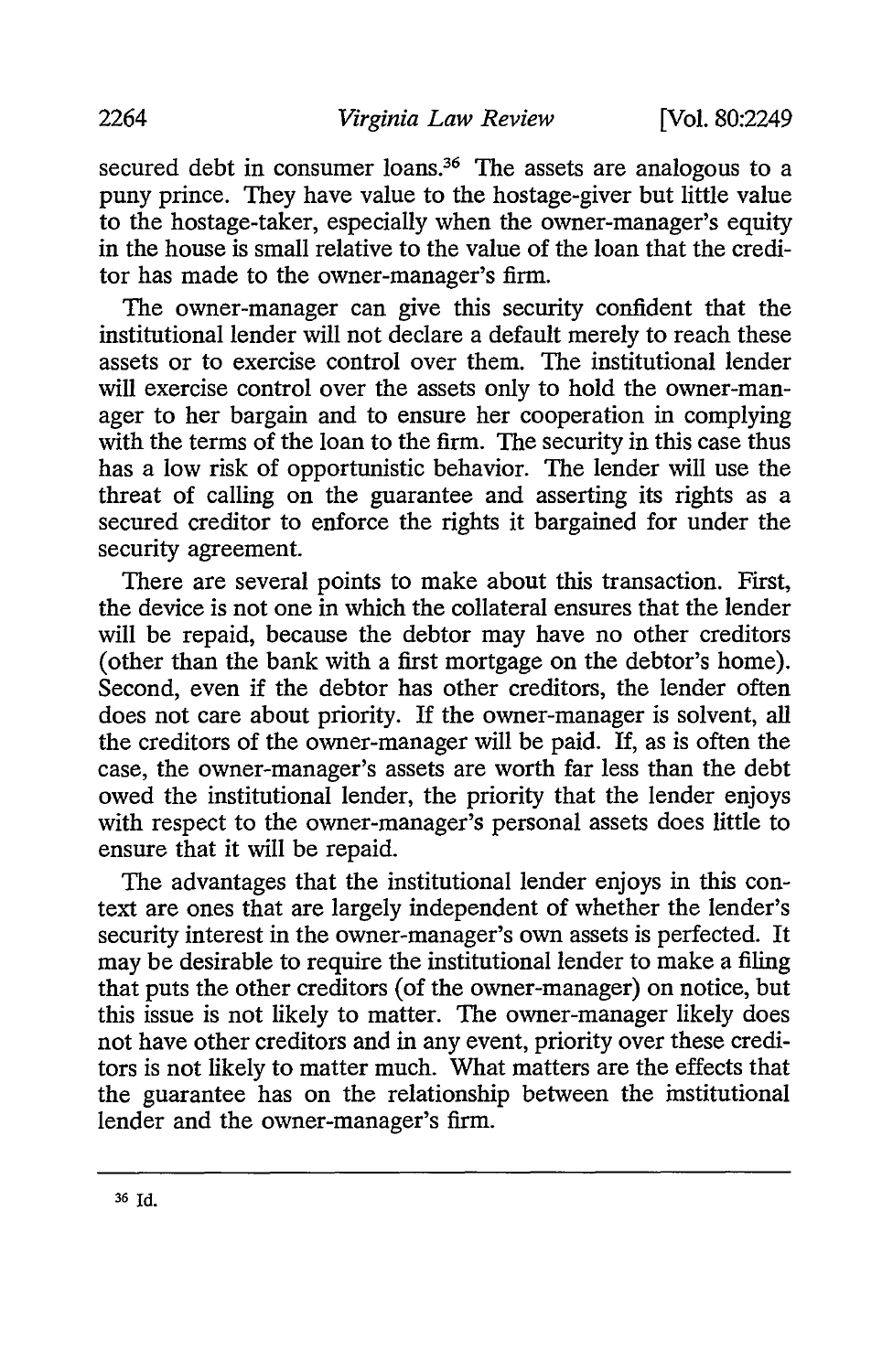secured debt in consumer loans.[36] The assets are analogous to a puny prince. They have value to the hostage-giver but little value to the hostage-taker, especially when the owner-manager's equity in the house is small relative to the value of the loan that the creditor has made to the owner-manager's firm.

The owner-manager can give this security confident that the institutional lender will not declare a default merely to reach these assets or to exercise control over them. The institutional lender will exercise control over the assets only to hold the owner-manager to her bargain and to ensure her cooperation in complying with the terms of the loan to the firm. The security in this case thus has a low risk of opportunistic behavior. The lender will use the threat of calling on the guarantee and asserting its rights as a secured creditor to enforce the rights it bargained for under the security agreement.

There are several points to make about this transaction. First, the device is not one in which the collateral ensures that the lender will be repaid, because the debtor may have no other creditors (other than the bank with a first mortgage on the debtor's home). Second, even if the debtor has other creditors, the lender often does not care about priority. If the owner-manager is solvent, all the creditors of the owner-manager will be paid. If, as is often the case, the owner-manager's assets are worth far less than the debt owed the institutional lender, the priority that the lender enjoys with respect to the owner-manager's personal assets does little to ensure that it will be repaid.

The advantages that the institutional lender enjoys in this context are ones that are largely independent of whether the lender's security interest in the owner-manager's own assets is perfected. It may be desirable to require the institutional lender to make a filing that puts the other creditors (of the owner-manager) on notice, but this issue is not likely to matter. The owner-manager likely does not have other creditors and in any event, priority over these creditors is not likely to matter much. What matters are the effects that the guarantee has on the relationship between the institutional lender and the owner-manager's firm.

---

[36] Id.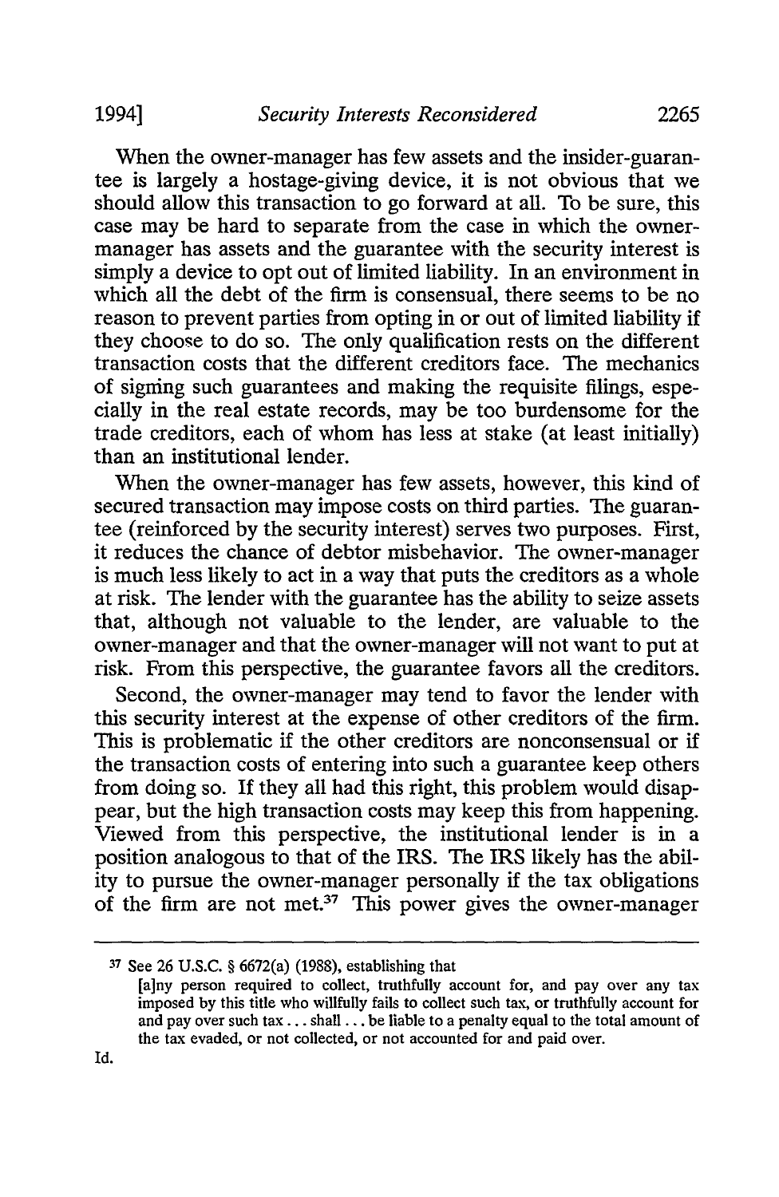When the owner-manager has few assets and the insider-guarantee is largely a hostage-giving device, it is not obvious that we should allow this transaction to go forward at all. To be sure, this case may be hard to separate from the case in which the owner-manager has assets and the guarantee with the security interest is simply a device to opt out of limited liability. In an environment in which all the debt of the firm is consensual, there seems to be no reason to prevent parties from opting in or out of limited liability if they choose to do so. The only qualification rests on the different transaction costs that the different creditors face. The mechanics of signing such guarantees and making the requisite filings, especially in the real estate records, may be too burdensome for the trade creditors, each of whom has less at stake (at least initially) than an institutional lender.

When the owner-manager has few assets, however, this kind of secured transaction may impose costs on third parties. The guarantee (reinforced by the security interest) serves two purposes. First, it reduces the chance of debtor misbehavior. The owner-manager is much less likely to act in a way that puts the creditors as a whole at risk. The lender with the guarantee has the ability to seize assets that, although not valuable to the lender, are valuable to the owner-manager and that the owner-manager will not want to put at risk. From this perspective, the guarantee favors all the creditors.

Second, the owner-manager may tend to favor the lender with this security interest at the expense of other creditors of the firm. This is problematic if the other creditors are nonconsensual or if the transaction costs of entering into such a guarantee keep others from doing so. If they all had this right, this problem would disappear, but the high transaction costs may keep this from happening. Viewed from this perspective, the institutional lender is in a position analogous to that of the IRS. The IRS likely has the ability to pursue the owner-manager personally if the tax obligations of the firm are not met.[37] This power gives the owner-manager

---

[37] See 26 U.S.C. § 6672(a) (1988), establishing that

> [a]ny person required to collect, truthfully account for, and pay over any tax imposed by this title who willfully fails to collect such tax, or truthfully account for and pay over such tax . . . shall . . . be liable to a penalty equal to the total amount of the tax evaded, or not collected, or not accounted for and paid over.

Id.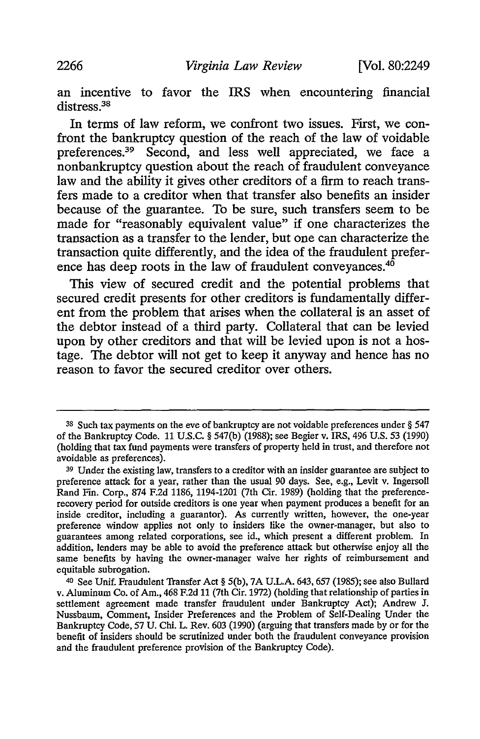an incentive to favor the IRS when encountering financial distress.[38]

In terms of law reform, we confront two issues. First, we confront the bankruptcy question of the reach of the law of voidable preferences.[39] Second, and less well appreciated, we face a nonbankruptcy question about the reach of fraudulent conveyance law and the ability it gives other creditors of a firm to reach transfers made to a creditor when that transfer also benefits an insider because of the guarantee. To be sure, such transfers seem to be made for "reasonably equivalent value" if one characterizes the transaction as a transfer to the lender, but one can characterize the transaction quite differently, and the idea of the fraudulent preference has deep roots in the law of fraudulent conveyances.[40]

This view of secured credit and the potential problems that secured credit presents for other creditors is fundamentally different from the problem that arises when the collateral is an asset of the debtor instead of a third party. Collateral that can be levied upon by other creditors and that will be levied upon is not a hostage. The debtor will not get to keep it anyway and hence has no reason to favor the secured creditor over others.

---

[38] Such tax payments on the eve of bankruptcy are not voidable preferences under § 547 of the Bankruptcy Code. 11 U.S.C. § 547(b) (1988); see Begier v. IRS, 496 U.S. 53 (1990) (holding that tax fund payments were transfers of property held in trust, and therefore not avoidable as preferences).

[39] Under the existing law, transfers to a creditor with an insider guarantee are subject to preference attack for a year, rather than the usual 90 days. See, e.g., Levit v. Ingersoll Rand Fin. Corp., 874 F.2d 1186, 1194-1201 (7th Cir. 1989) (holding that the preference-recovery period for outside creditors is one year when payment produces a benefit for an inside creditor, including a guarantor). As currently written, however, the one-year preference window applies not only to insiders like the owner-manager, but also to guarantees among related corporations, see id., which present a different problem. In addition, lenders may be able to avoid the preference attack but otherwise enjoy all the same benefits by having the owner-manager waive her rights of reimbursement and equitable subrogation.

[40] See Unif. Fraudulent Transfer Act § 5(b), 7A U.L.A. 643, 657 (1985); see also Bullard v. Aluminum Co. of Am., 468 F.2d 11 (7th Cir. 1972) (holding that relationship of parties in settlement agreement made transfer fraudulent under Bankruptcy Act); Andrew J. Nussbaum, Comment, Insider Preferences and the Problem of Self-Dealing Under the Bankruptcy Code, 57 U. Chi. L. Rev. 603 (1990) (arguing that transfers made by or for the benefit of insiders should be scrutinized under both the fraudulent conveyance provision and the fraudulent preference provision of the Bankruptcy Code).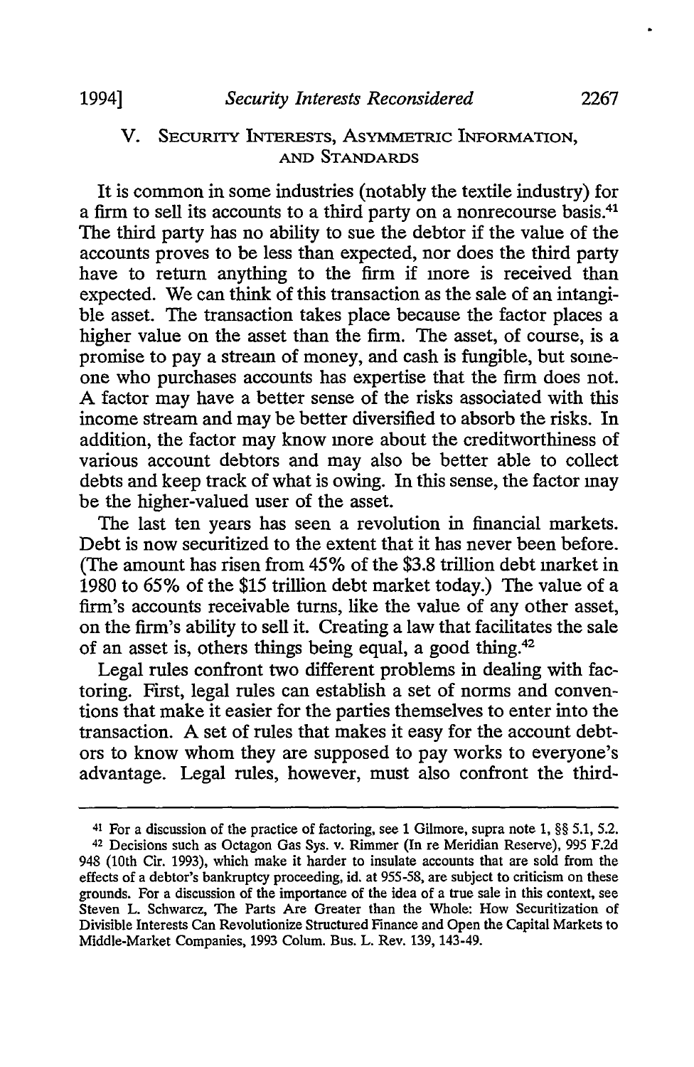## V. Security Interests, Asymmetric Information, and Standards

It is common in some industries (notably the textile industry) for a firm to sell its accounts to a third party on a nonrecourse basis.[41] The third party has no ability to sue the debtor if the value of the accounts proves to be less than expected, nor does the third party have to return anything to the firm if more is received than expected. We can think of this transaction as the sale of an intangible asset. The transaction takes place because the factor places a higher value on the asset than the firm. The asset, of course, is a promise to pay a stream of money, and cash is fungible, but someone who purchases accounts has expertise that the firm does not. A factor may have a better sense of the risks associated with this income stream and may be better diversified to absorb the risks. In addition, the factor may know more about the creditworthiness of various account debtors and may also be better able to collect debts and keep track of what is owing. In this sense, the factor may be the higher-valued user of the asset.

The last ten years has seen a revolution in financial markets. Debt is now securitized to the extent that it has never been before. (The amount has risen from 45% of the $3.8 trillion debt market in 1980 to 65% of the $15 trillion debt market today.) The value of a firm's accounts receivable turns, like the value of any other asset, on the firm's ability to sell it. Creating a law that facilitates the sale of an asset is, others things being equal, a good thing.[42]

Legal rules confront two different problems in dealing with factoring. First, legal rules can establish a set of norms and conventions that make it easier for the parties themselves to enter into the transaction. A set of rules that makes it easy for the account debtors to know whom they are supposed to pay works to everyone's advantage. Legal rules, however, must also confront the third-

---

[41] For a discussion of the practice of factoring, see 1 Gilmore, supra note 1, §§ 5.1, 5.2.

[42] Decisions such as Octagon Gas Sys. v. Rimmer (In re Meridian Reserve), 995 F.2d 948 (10th Cir. 1993), which make it harder to insulate accounts that are sold from the effects of a debtor's bankruptcy proceeding, id. at 955-58, are subject to criticism on these grounds. For a discussion of the importance of the idea of a true sale in this context, see Steven L. Schwarcz, The Parts Are Greater than the Whole: How Securitization of Divisible Interests Can Revolutionize Structured Finance and Open the Capital Markets to Middle-Market Companies, 1993 Colum. Bus. L. Rev. 139, 143-49.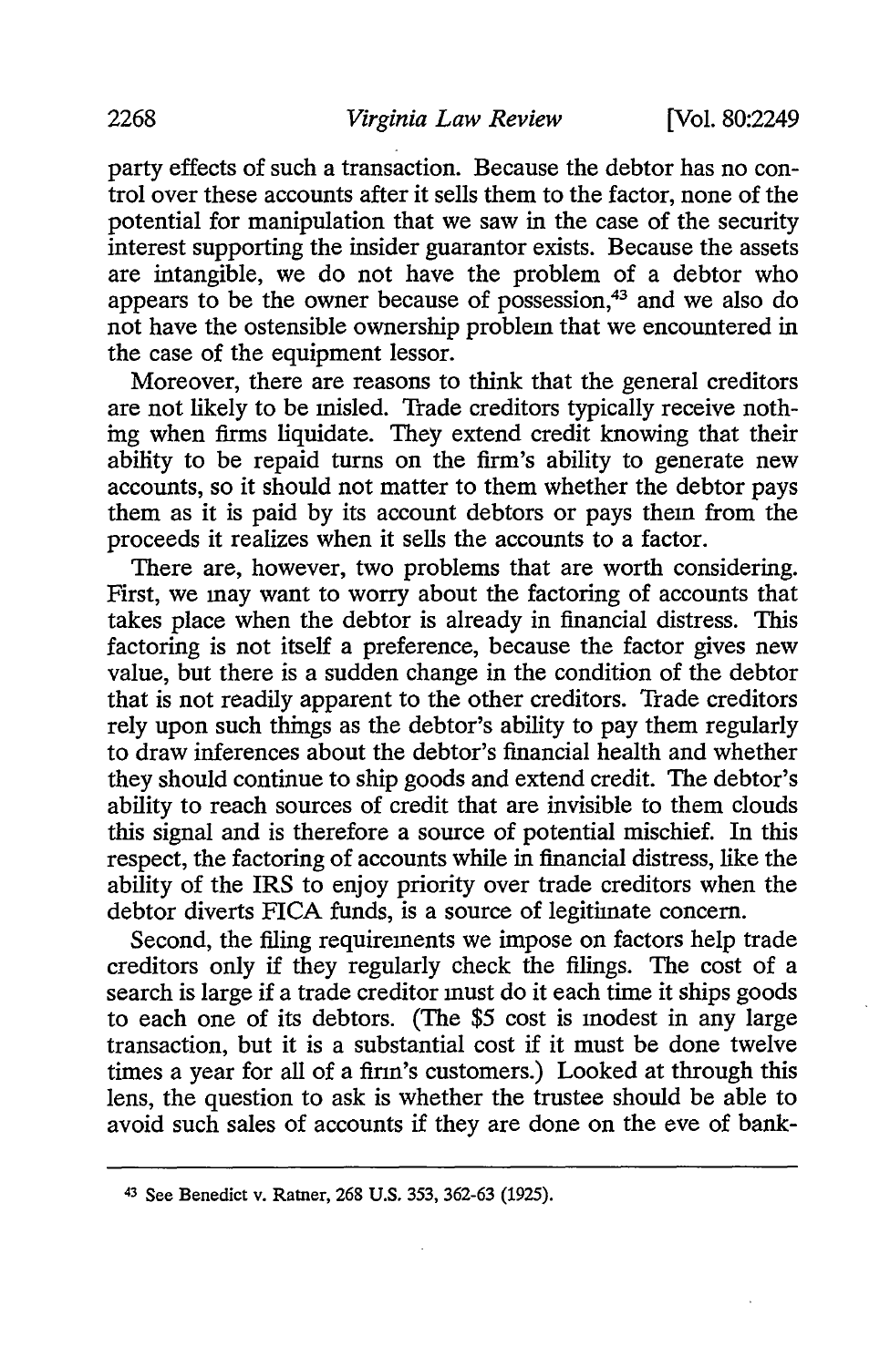party effects of such a transaction. Because the debtor has no control over these accounts after it sells them to the factor, none of the potential for manipulation that we saw in the case of the security interest supporting the insider guarantor exists. Because the assets are intangible, we do not have the problem of a debtor who appears to be the owner because of possession,[43] and we also do not have the ostensible ownership problem that we encountered in the case of the equipment lessor.

Moreover, there are reasons to think that the general creditors are not likely to be misled. Trade creditors typically receive nothing when firms liquidate. They extend credit knowing that their ability to be repaid turns on the firm's ability to generate new accounts, so it should not matter to them whether the debtor pays them as it is paid by its account debtors or pays them from the proceeds it realizes when it sells the accounts to a factor.

There are, however, two problems that are worth considering. First, we may want to worry about the factoring of accounts that takes place when the debtor is already in financial distress. This factoring is not itself a preference, because the factor gives new value, but there is a sudden change in the condition of the debtor that is not readily apparent to the other creditors. Trade creditors rely upon such things as the debtor's ability to pay them regularly to draw inferences about the debtor's financial health and whether they should continue to ship goods and extend credit. The debtor's ability to reach sources of credit that are invisible to them clouds this signal and is therefore a source of potential mischief. In this respect, the factoring of accounts while in financial distress, like the ability of the IRS to enjoy priority over trade creditors when the debtor diverts FICA funds, is a source of legitimate concern.

Second, the filing requirements we impose on factors help trade creditors only if they regularly check the filings. The cost of a search is large if a trade creditor must do it each time it ships goods to each one of its debtors. (The $5 cost is modest in any large transaction, but it is a substantial cost if it must be done twelve times a year for all of a firm's customers.) Looked at through this lens, the question to ask is whether the trustee should be able to avoid such sales of accounts if they are done on the eve of bank-

---

[43] See Benedict v. Ratner, 268 U.S. 353, 362-63 (1925).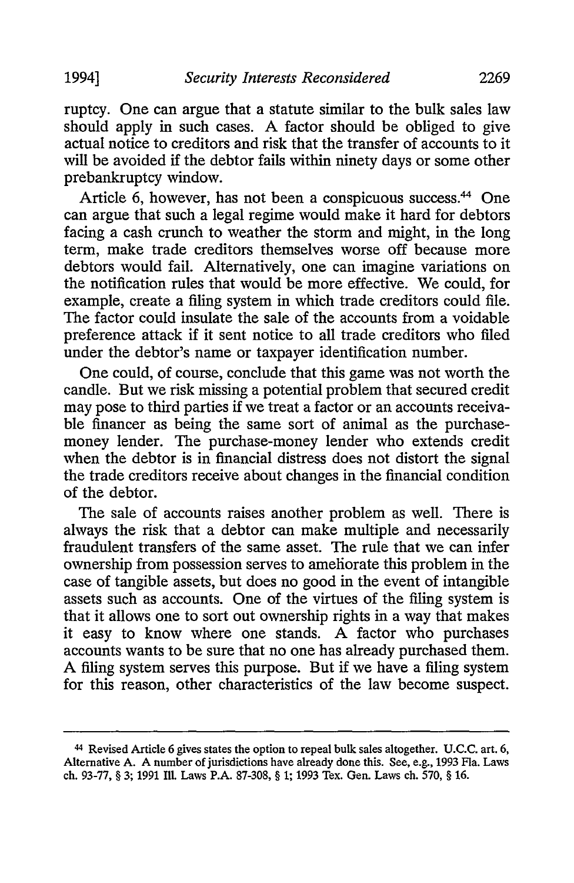ruptcy. One can argue that a statute similar to the bulk sales law should apply in such cases. A factor should be obliged to give actual notice to creditors and risk that the transfer of accounts to it will be avoided if the debtor fails within ninety days or some other prebankruptcy window.

Article 6, however, has not been a conspicuous success.[44] One can argue that such a legal regime would make it hard for debtors facing a cash crunch to weather the storm and might, in the long term, make trade creditors themselves worse off because more debtors would fail. Alternatively, one can imagine variations on the notification rules that would be more effective. We could, for example, create a filing system in which trade creditors could file. The factor could insulate the sale of the accounts from a voidable preference attack if it sent notice to all trade creditors who filed under the debtor's name or taxpayer identification number.

One could, of course, conclude that this game was not worth the candle. But we risk missing a potential problem that secured credit may pose to third parties if we treat a factor or an accounts receivable financer as being the same sort of animal as the purchase-money lender. The purchase-money lender who extends credit when the debtor is in financial distress does not distort the signal the trade creditors receive about changes in the financial condition of the debtor.

The sale of accounts raises another problem as well. There is always the risk that a debtor can make multiple and necessarily fraudulent transfers of the same asset. The rule that we can infer ownership from possession serves to ameliorate this problem in the case of tangible assets, but does no good in the event of intangible assets such as accounts. One of the virtues of the filing system is that it allows one to sort out ownership rights in a way that makes it easy to know where one stands. A factor who purchases accounts wants to be sure that no one has already purchased them. A filing system serves this purpose. But if we have a filing system for this reason, other characteristics of the law become suspect.

---

[44] Revised Article 6 gives states the option to repeal bulk sales altogether. U.C.C. art. 6, Alternative A. A number of jurisdictions have already done this. See, e.g., 1993 Fla. Laws ch. 93-77, § 3; 1991 Ill. Laws P.A. 87-308, § 1; 1993 Tex. Gen. Laws ch. 570, § 16.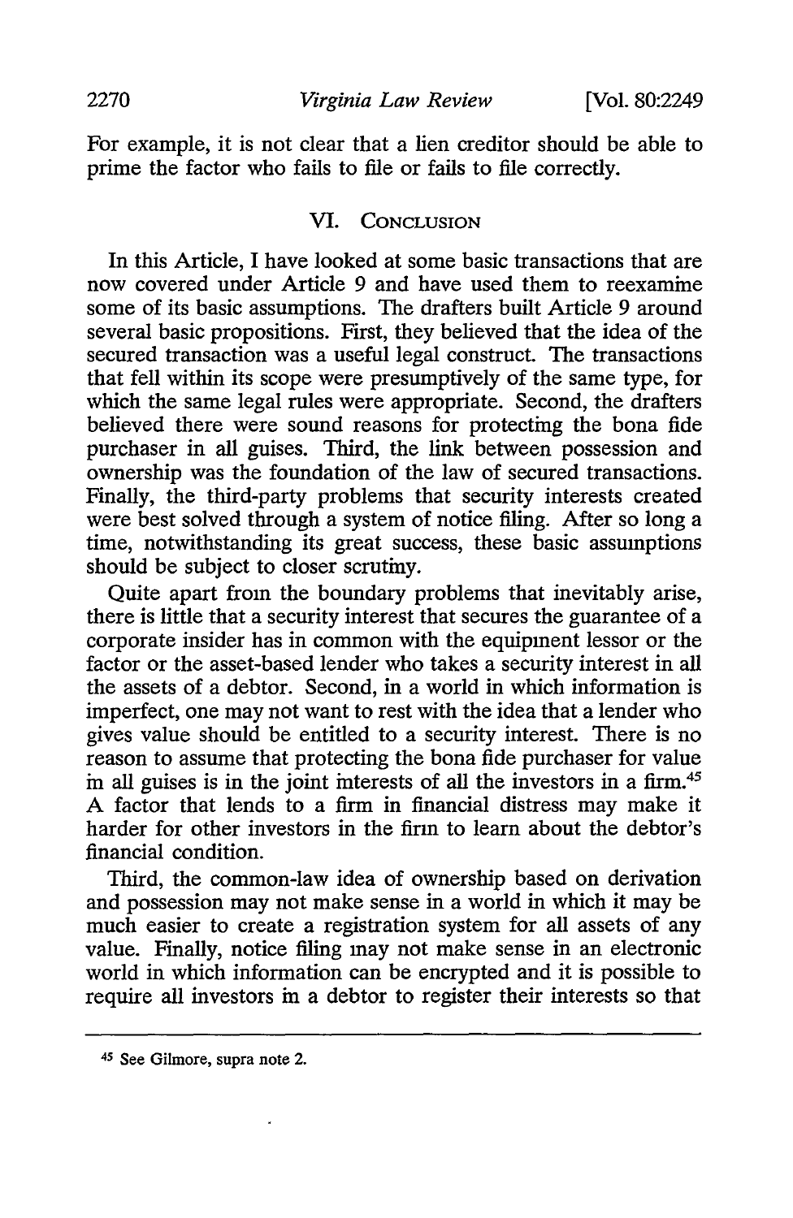For example, it is not clear that a lien creditor should be able to prime the factor who fails to file or fails to file correctly.

## VI. Conclusion

In this Article, I have looked at some basic transactions that are now covered under Article 9 and have used them to reexamine some of its basic assumptions. The drafters built Article 9 around several basic propositions. First, they believed that the idea of the secured transaction was a useful legal construct. The transactions that fell within its scope were presumptively of the same type, for which the same legal rules were appropriate. Second, the drafters believed there were sound reasons for protecting the bona fide purchaser in all guises. Third, the link between possession and ownership was the foundation of the law of secured transactions. Finally, the third-party problems that security interests created were best solved through a system of notice filing. After so long a time, notwithstanding its great success, these basic assumptions should be subject to closer scrutiny.

Quite apart from the boundary problems that inevitably arise, there is little that a security interest that secures the guarantee of a corporate insider has in common with the equipment lessor or the factor or the asset-based lender who takes a security interest in all the assets of a debtor. Second, in a world in which information is imperfect, one may not want to rest with the idea that a lender who gives value should be entitled to a security interest. There is no reason to assume that protecting the bona fide purchaser for value in all guises is in the joint interests of all the investors in a firm.[45] A factor that lends to a firm in financial distress may make it harder for other investors in the firm to learn about the debtor's financial condition.

Third, the common-law idea of ownership based on derivation and possession may not make sense in a world in which it may be much easier to create a registration system for all assets of any value. Finally, notice filing may not make sense in an electronic world in which information can be encrypted and it is possible to require all investors in a debtor to register their interests so that

---

[45] See Gilmore, supra note 2.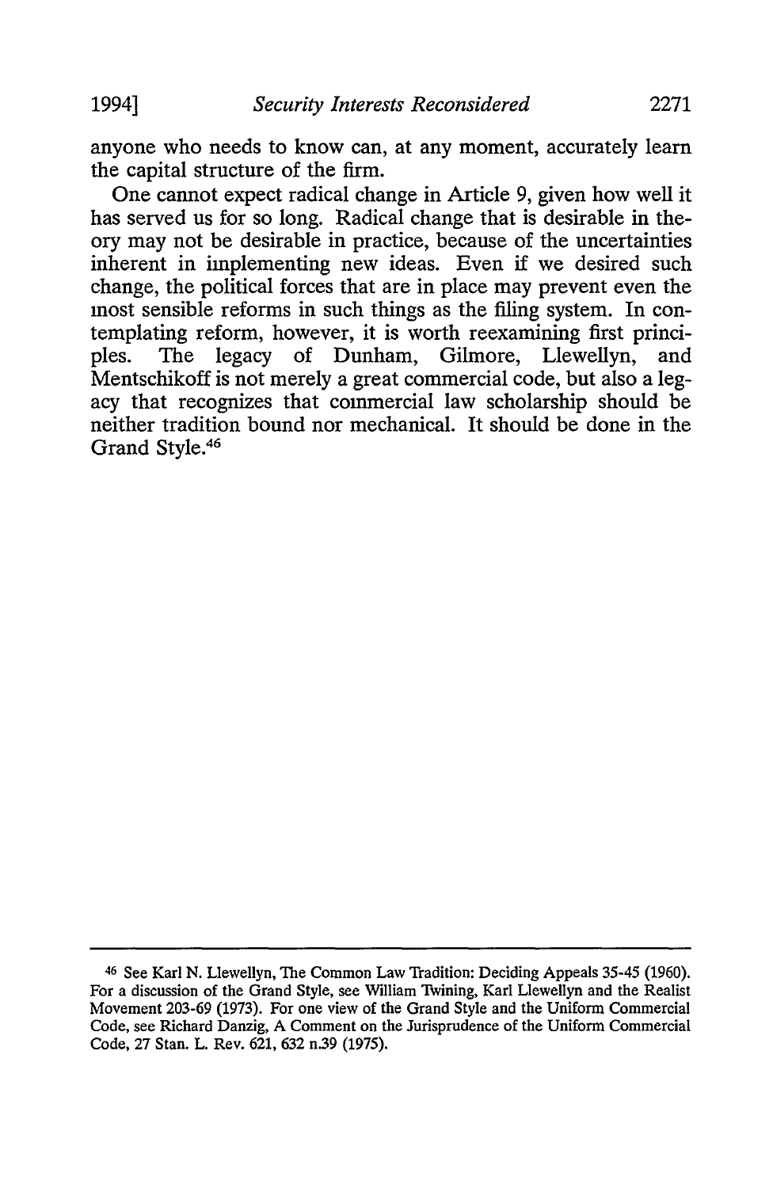anyone who needs to know can, at any moment, accurately learn the capital structure of the firm.

One cannot expect radical change in Article 9, given how well it has served us for so long. Radical change that is desirable in theory may not be desirable in practice, because of the uncertainties inherent in implementing new ideas. Even if we desired such change, the political forces that are in place may prevent even the most sensible reforms in such things as the filing system. In contemplating reform, however, it is worth reexamining first principles. The legacy of Dunham, Gilmore, Llewellyn, and Mentschikoff is not merely a great commercial code, but also a legacy that recognizes that commercial law scholarship should be neither tradition bound nor mechanical. It should be done in the Grand Style.[46]

---

[46] See Karl N. Llewellyn, The Common Law Tradition: Deciding Appeals 35-45 (1960). For a discussion of the Grand Style, see William Twining, Karl Llewellyn and the Realist Movement 203-69 (1973). For one view of the Grand Style and the Uniform Commercial Code, see Richard Danzig, A Comment on the Jurisprudence of the Uniform Commercial Code, 27 Stan. L. Rev. 621, 632 n.39 (1975).